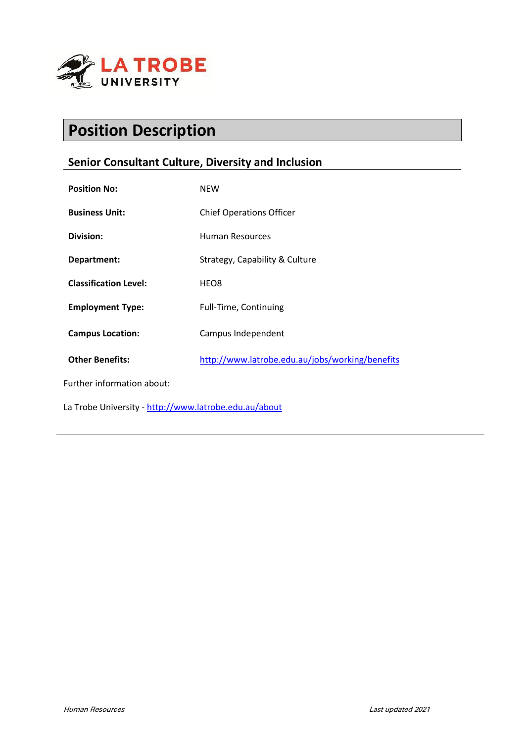# Position Description

## Senior Consultant Culture, Diversity and Inclusion

| | |
|---|---|
| **Position No:** | NEW |
| **Business Unit:** | Chief Operations Officer |
| **Division:** | Human Resources |
| **Department:** | Strategy, Capability & Culture |
| **Classification Level:** | HEO8 |
| **Employment Type:** | Full-Time, Continuing |
| **Campus Location:** | Campus Independent |
| **Other Benefits:** | http://www.latrobe.edu.au/jobs/working/benefits |

Further information about:

La Trobe University - http://www.latrobe.edu.au/about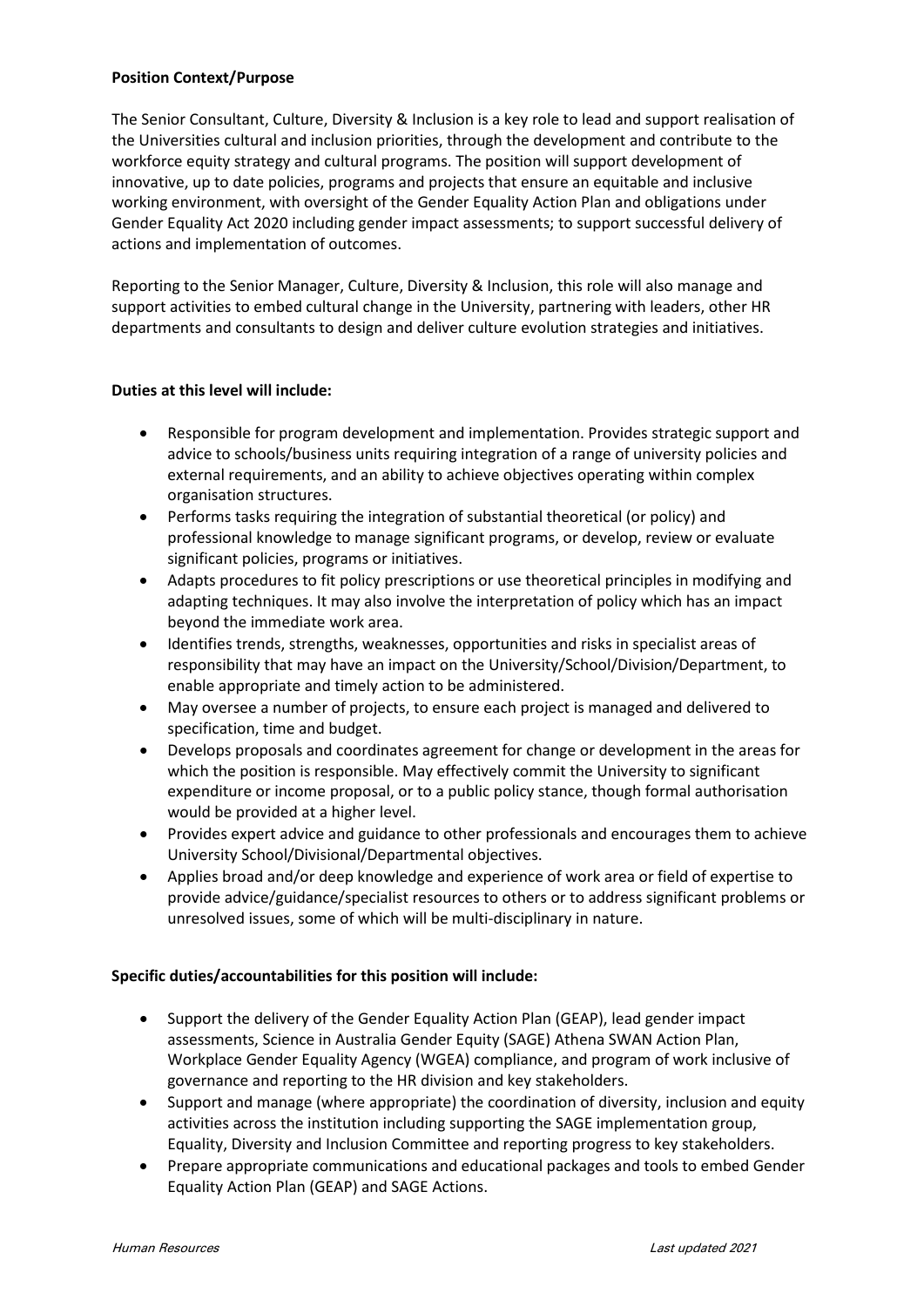**Position Context/Purpose**

The Senior Consultant, Culture, Diversity & Inclusion is a key role to lead and support realisation of the Universities cultural and inclusion priorities, through the development and contribute to the workforce equity strategy and cultural programs. The position will support development of innovative, up to date policies, programs and projects that ensure an equitable and inclusive working environment, with oversight of the Gender Equality Action Plan and obligations under Gender Equality Act 2020 including gender impact assessments; to support successful delivery of actions and implementation of outcomes.

Reporting to the Senior Manager, Culture, Diversity & Inclusion, this role will also manage and support activities to embed cultural change in the University, partnering with leaders, other HR departments and consultants to design and deliver culture evolution strategies and initiatives.

**Duties at this level will include:**

- Responsible for program development and implementation. Provides strategic support and advice to schools/business units requiring integration of a range of university policies and external requirements, and an ability to achieve objectives operating within complex organisation structures.
- Performs tasks requiring the integration of substantial theoretical (or policy) and professional knowledge to manage significant programs, or develop, review or evaluate significant policies, programs or initiatives.
- Adapts procedures to fit policy prescriptions or use theoretical principles in modifying and adapting techniques. It may also involve the interpretation of policy which has an impact beyond the immediate work area.
- Identifies trends, strengths, weaknesses, opportunities and risks in specialist areas of responsibility that may have an impact on the University/School/Division/Department, to enable appropriate and timely action to be administered.
- May oversee a number of projects, to ensure each project is managed and delivered to specification, time and budget.
- Develops proposals and coordinates agreement for change or development in the areas for which the position is responsible. May effectively commit the University to significant expenditure or income proposal, or to a public policy stance, though formal authorisation would be provided at a higher level.
- Provides expert advice and guidance to other professionals and encourages them to achieve University School/Divisional/Departmental objectives.
- Applies broad and/or deep knowledge and experience of work area or field of expertise to provide advice/guidance/specialist resources to others or to address significant problems or unresolved issues, some of which will be multi-disciplinary in nature.

**Specific duties/accountabilities for this position will include:**

- Support the delivery of the Gender Equality Action Plan (GEAP), lead gender impact assessments, Science in Australia Gender Equity (SAGE) Athena SWAN Action Plan, Workplace Gender Equality Agency (WGEA) compliance, and program of work inclusive of governance and reporting to the HR division and key stakeholders.
- Support and manage (where appropriate) the coordination of diversity, inclusion and equity activities across the institution including supporting the SAGE implementation group, Equality, Diversity and Inclusion Committee and reporting progress to key stakeholders.
- Prepare appropriate communications and educational packages and tools to embed Gender Equality Action Plan (GEAP) and SAGE Actions.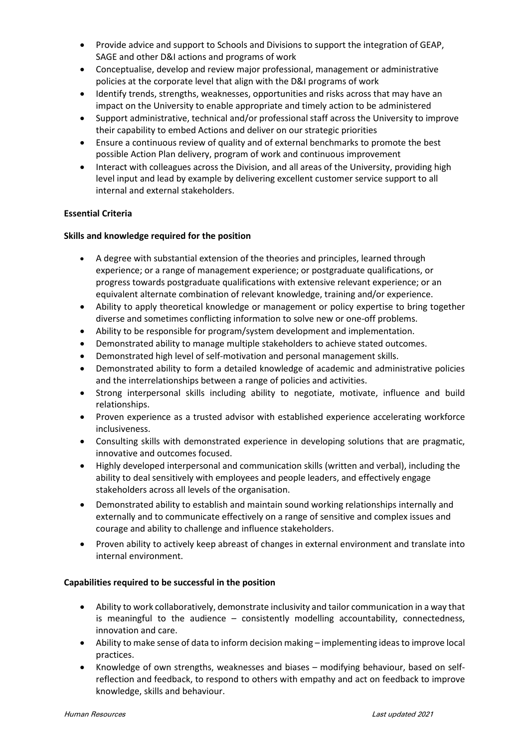- Provide advice and support to Schools and Divisions to support the integration of GEAP, SAGE and other D&I actions and programs of work
- Conceptualise, develop and review major professional, management or administrative policies at the corporate level that align with the D&I programs of work
- Identify trends, strengths, weaknesses, opportunities and risks across that may have an impact on the University to enable appropriate and timely action to be administered
- Support administrative, technical and/or professional staff across the University to improve their capability to embed Actions and deliver on our strategic priorities
- Ensure a continuous review of quality and of external benchmarks to promote the best possible Action Plan delivery, program of work and continuous improvement
- Interact with colleagues across the Division, and all areas of the University, providing high level input and lead by example by delivering excellent customer service support to all internal and external stakeholders.

**Essential Criteria**

**Skills and knowledge required for the position**

- A degree with substantial extension of the theories and principles, learned through experience; or a range of management experience; or postgraduate qualifications, or progress towards postgraduate qualifications with extensive relevant experience; or an equivalent alternate combination of relevant knowledge, training and/or experience.
- Ability to apply theoretical knowledge or management or policy expertise to bring together diverse and sometimes conflicting information to solve new or one-off problems.
- Ability to be responsible for program/system development and implementation.
- Demonstrated ability to manage multiple stakeholders to achieve stated outcomes.
- Demonstrated high level of self-motivation and personal management skills.
- Demonstrated ability to form a detailed knowledge of academic and administrative policies and the interrelationships between a range of policies and activities.
- Strong interpersonal skills including ability to negotiate, motivate, influence and build relationships.
- Proven experience as a trusted advisor with established experience accelerating workforce inclusiveness.
- Consulting skills with demonstrated experience in developing solutions that are pragmatic, innovative and outcomes focused.
- Highly developed interpersonal and communication skills (written and verbal), including the ability to deal sensitively with employees and people leaders, and effectively engage stakeholders across all levels of the organisation.
- Demonstrated ability to establish and maintain sound working relationships internally and externally and to communicate effectively on a range of sensitive and complex issues and courage and ability to challenge and influence stakeholders.
- Proven ability to actively keep abreast of changes in external environment and translate into internal environment.

**Capabilities required to be successful in the position**

- Ability to work collaboratively, demonstrate inclusivity and tailor communication in a way that is meaningful to the audience – consistently modelling accountability, connectedness, innovation and care.
- Ability to make sense of data to inform decision making – implementing ideas to improve local practices.
- Knowledge of own strengths, weaknesses and biases – modifying behaviour, based on self-reflection and feedback, to respond to others with empathy and act on feedback to improve knowledge, skills and behaviour.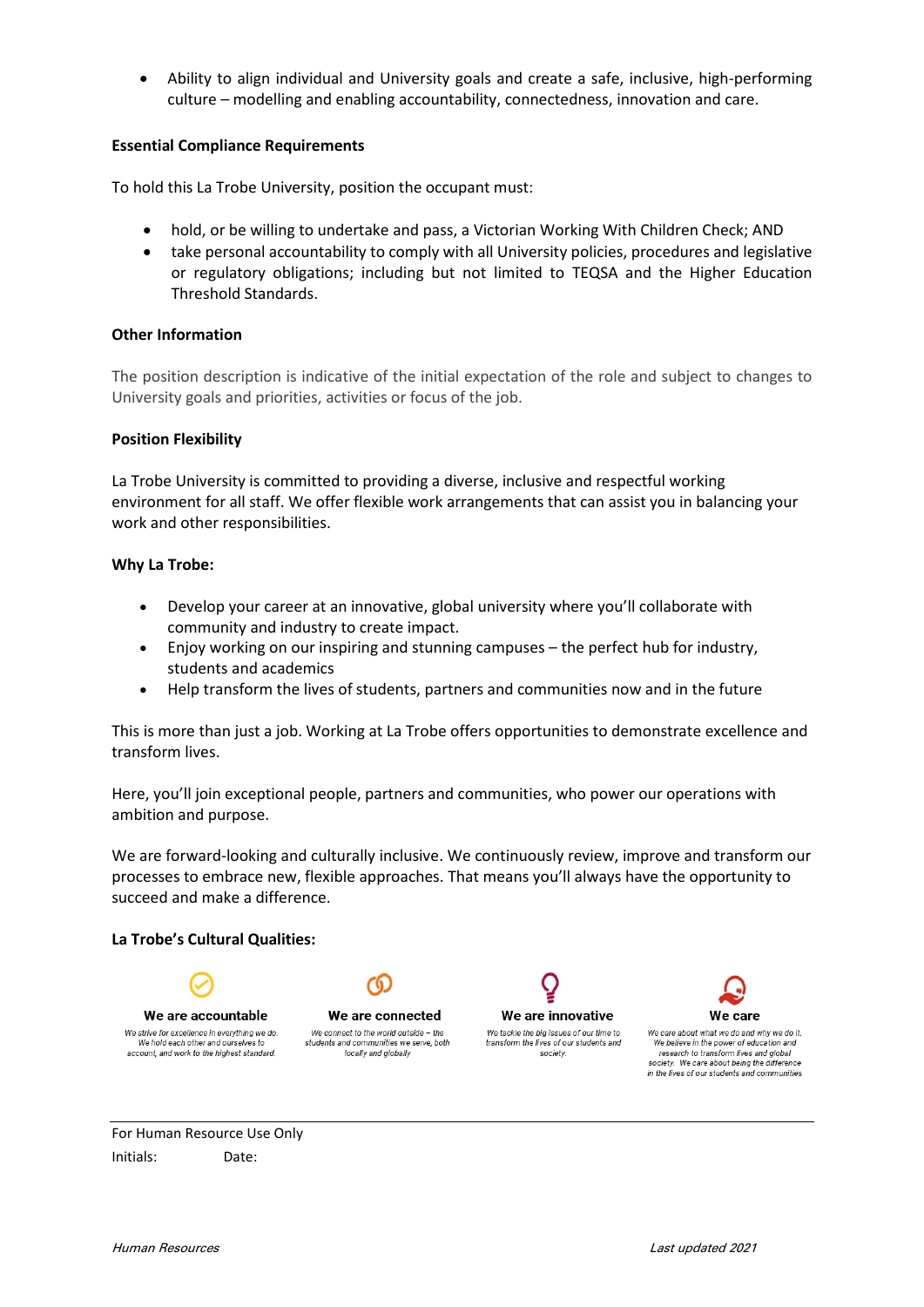- Ability to align individual and University goals and create a safe, inclusive, high-performing culture – modelling and enabling accountability, connectedness, innovation and care.

**Essential Compliance Requirements**

To hold this La Trobe University, position the occupant must:

- hold, or be willing to undertake and pass, a Victorian Working With Children Check; AND
- take personal accountability to comply with all University policies, procedures and legislative or regulatory obligations; including but not limited to TEQSA and the Higher Education Threshold Standards.

**Other Information**

The position description is indicative of the initial expectation of the role and subject to changes to University goals and priorities, activities or focus of the job.

**Position Flexibility**

La Trobe University is committed to providing a diverse, inclusive and respectful working environment for all staff. We offer flexible work arrangements that can assist you in balancing your work and other responsibilities.

**Why La Trobe:**

- Develop your career at an innovative, global university where you'll collaborate with community and industry to create impact.
- Enjoy working on our inspiring and stunning campuses – the perfect hub for industry, students and academics
- Help transform the lives of students, partners and communities now and in the future

This is more than just a job. Working at La Trobe offers opportunities to demonstrate excellence and transform lives.

Here, you'll join exceptional people, partners and communities, who power our operations with ambition and purpose.

We are forward-looking and culturally inclusive. We continuously review, improve and transform our processes to embrace new, flexible approaches. That means you'll always have the opportunity to succeed and make a difference.

**La Trobe's Cultural Qualities:**

**We are accountable**
*We strive for excellence in everything we do. We hold each other and ourselves to account, and work to the highest standard.*

**We are connected**
*We connect to the world outside – the students and communities we serve, both locally and globally*

**We are innovative**
*We tackle the big issues of our time to transform the lives of our students and society.*

**We care**
*We care about what we do and why we do it. We believe in the power of education and research to transform lives and global society. We care about being the difference in the lives of our students and communities*

For Human Resource Use Only

Initials: Date: